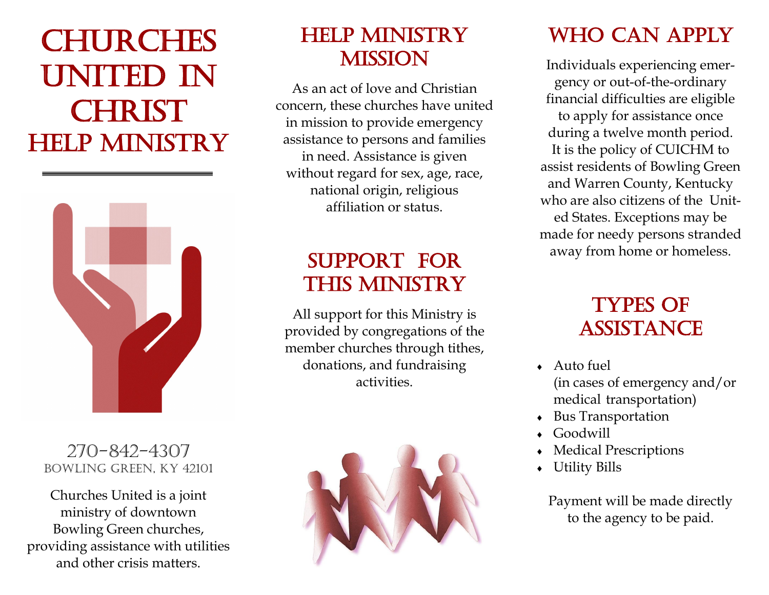# Churches United in Christ Help Ministry

270-842-4307
Bowling Green, KY 42101

Churches United is a joint ministry of downtown Bowling Green churches, providing assistance with utilities and other crisis matters.

## Help Ministry Mission

As an act of love and Christian concern, these churches have united in mission to provide emergency assistance to persons and families in need. Assistance is given without regard for sex, age, race, national origin, religious affiliation or status.

## Support for This Ministry

All support for this Ministry is provided by congregations of the member churches through tithes, donations, and fundraising activities.

## Who Can Apply

Individuals experiencing emergency or out-of-the-ordinary financial difficulties are eligible to apply for assistance once during a twelve month period. It is the policy of CUICHM to assist residents of Bowling Green and Warren County, Kentucky who are also citizens of the United States. Exceptions may be made for needy persons stranded away from home or homeless.

## Types of Assistance

- Auto fuel
  (in cases of emergency and/or medical transportation)
- Bus Transportation
- Goodwill
- Medical Prescriptions
- Utility Bills

Payment will be made directly to the agency to be paid.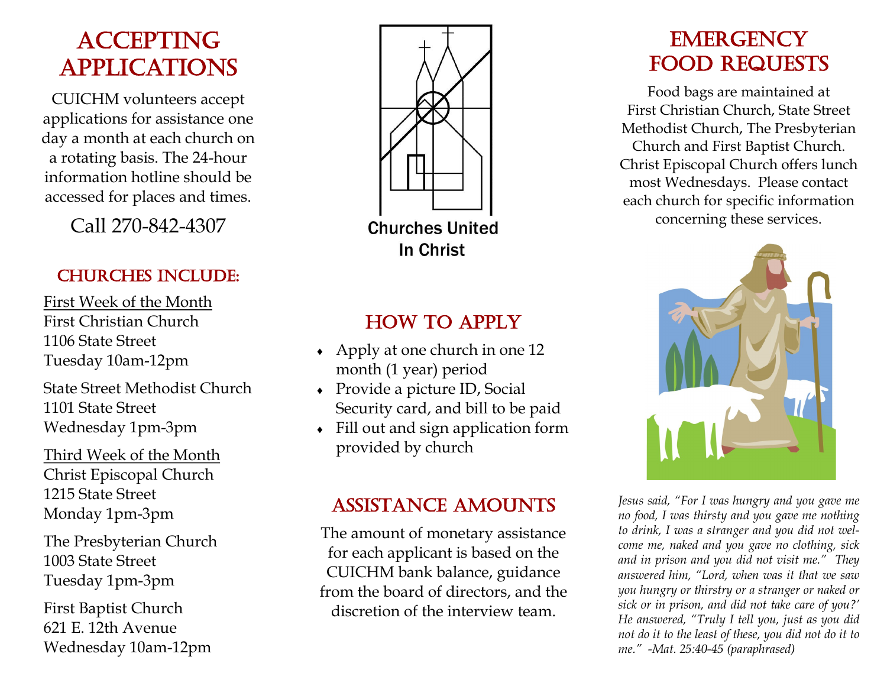# Accepting Applications

CUICHM volunteers accept applications for assistance one day a month at each church on a rotating basis. The 24-hour information hotline should be accessed for places and times.

Call 270-842-4307

## Churches Include:

First Week of the Month
First Christian Church
1106 State Street
Tuesday 10am-12pm

State Street Methodist Church
1101 State Street
Wednesday 1pm-3pm

Third Week of the Month
Christ Episcopal Church
1215 State Street
Monday 1pm-3pm

The Presbyterian Church
1003 State Street
Tuesday 1pm-3pm

First Baptist Church
621 E. 12th Avenue
Wednesday 10am-12pm

Churches United In Christ

## How to Apply

- Apply at one church in one 12 month (1 year) period
- Provide a picture ID, Social Security card, and bill to be paid
- Fill out and sign application form provided by church

## Assistance Amounts

The amount of monetary assistance for each applicant is based on the CUICHM bank balance, guidance from the board of directors, and the discretion of the interview team.

# Emergency Food Requests

Food bags are maintained at First Christian Church, State Street Methodist Church, The Presbyterian Church and First Baptist Church. Christ Episcopal Church offers lunch most Wednesdays. Please contact each church for specific information concerning these services.

*Jesus said, "For I was hungry and you gave me no food, I was thirsty and you gave me nothing to drink, I was a stranger and you did not welcome me, naked and you gave no clothing, sick and in prison and you did not visit me." They answered him, "Lord, when was it that we saw you hungry or thirstry or a stranger or naked or sick or in prison, and did not take care of you?' He answered, "Truly I tell you, just as you did not do it to the least of these, you did not do it to me." -Mat. 25:40-45 (paraphrased)*